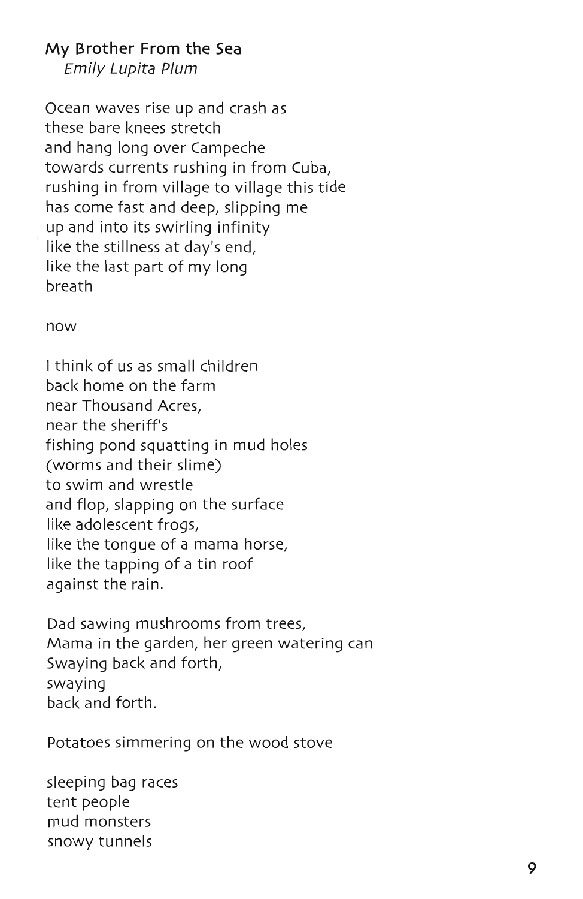## My Brother From the Sea

*Emily Lupita Plum*

Ocean waves rise up and crash as  
these bare knees stretch  
and hang long over Campeche  
towards currents rushing in from Cuba,  
rushing in from village to village this tide  
has come fast and deep, slipping me  
up and into its swirling infinity  
like the stillness at day's end,  
like the last part of my long  
breath

now

I think of us as small children  
back home on the farm  
near Thousand Acres,  
near the sheriff's  
fishing pond squatting in mud holes  
(worms and their slime)  
to swim and wrestle  
and flop, slapping on the surface  
like adolescent frogs,  
like the tongue of a mama horse,  
like the tapping of a tin roof  
against the rain.

Dad sawing mushrooms from trees,  
Mama in the garden, her green watering can  
Swaying back and forth,  
swaying  
back and forth.

Potatoes simmering on the wood stove

sleeping bag races  
tent people  
mud monsters  
snowy tunnels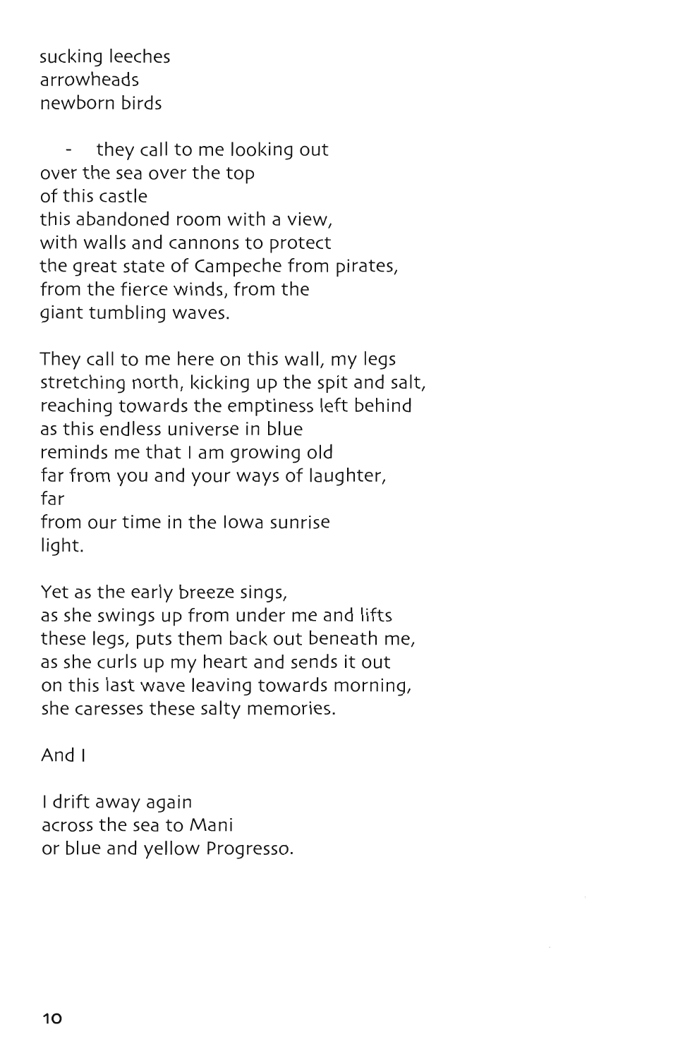sucking leeches  
arrowheads  
newborn birds

- they call to me looking out  
over the sea over the top  
of this castle  
this abandoned room with a view,  
with walls and cannons to protect  
the great state of Campeche from pirates,  
from the fierce winds, from the  
giant tumbling waves.

They call to me here on this wall, my legs  
stretching north, kicking up the spit and salt,  
reaching towards the emptiness left behind  
as this endless universe in blue  
reminds me that I am growing old  
far from you and your ways of laughter,  
far  
from our time in the Iowa sunrise  
light.

Yet as the early breeze sings,  
as she swings up from under me and lifts  
these legs, puts them back out beneath me,  
as she curls up my heart and sends it out  
on this last wave leaving towards morning,  
she caresses these salty memories.

And I

I drift away again  
across the sea to Mani  
or blue and yellow Progresso.